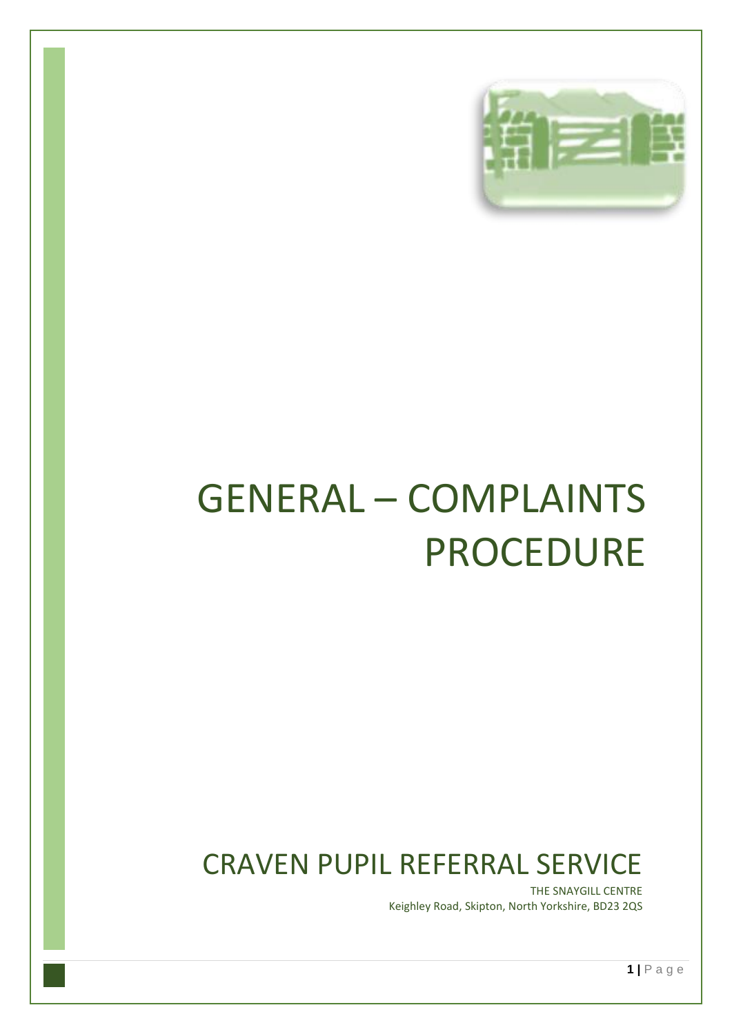# GENERAL – COMPLAINTS PROCEDURE

## CRAVEN PUPIL REFERRAL SERVICE

THE SNAYGILL CENTRE
Keighley Road, Skipton, North Yorkshire, BD23 2QS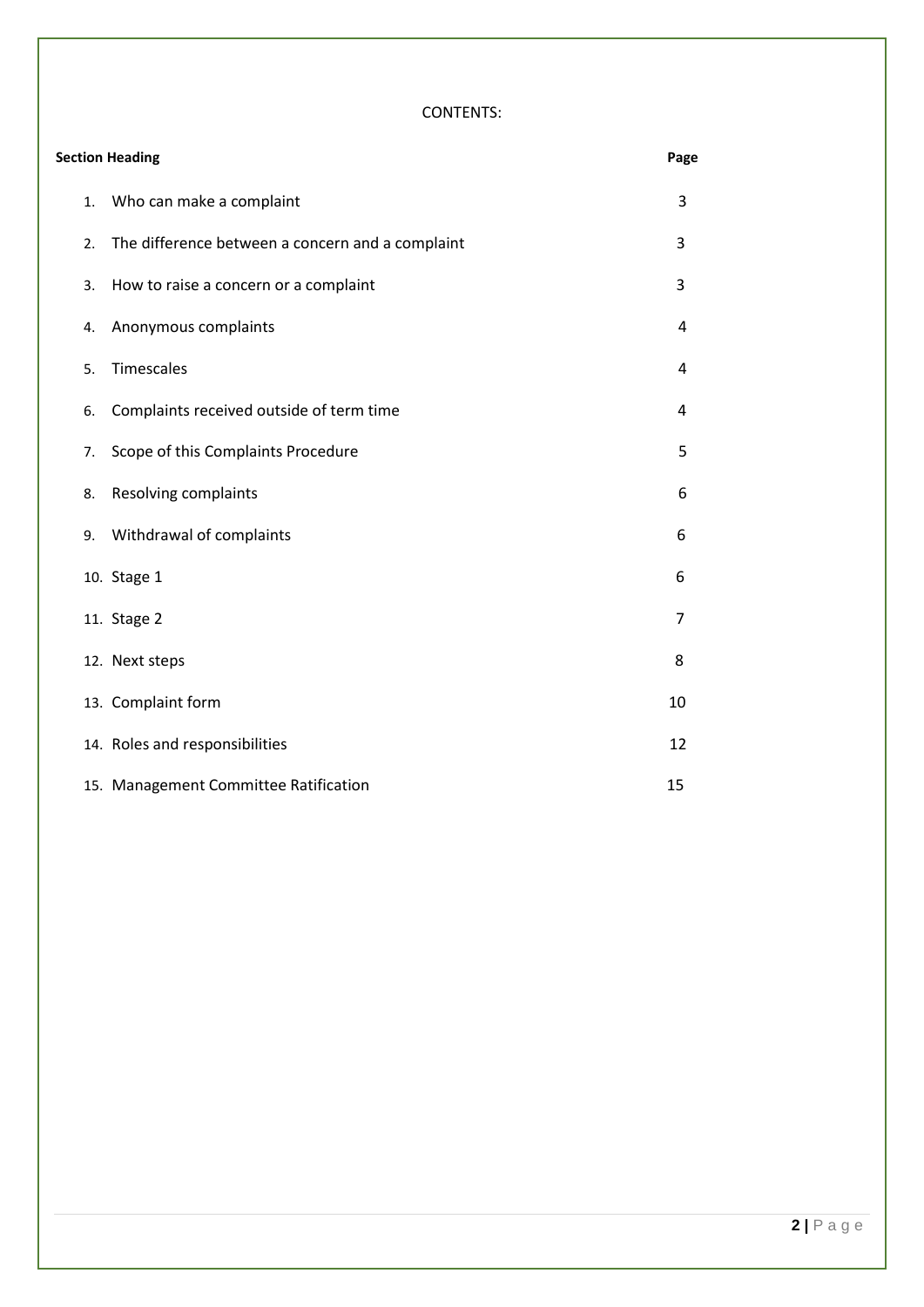CONTENTS:

| Section Heading | Page |
| --- | --- |
| 1. Who can make a complaint | 3 |
| 2. The difference between a concern and a complaint | 3 |
| 3. How to raise a concern or a complaint | 3 |
| 4. Anonymous complaints | 4 |
| 5. Timescales | 4 |
| 6. Complaints received outside of term time | 4 |
| 7. Scope of this Complaints Procedure | 5 |
| 8. Resolving complaints | 6 |
| 9. Withdrawal of complaints | 6 |
| 10. Stage 1 | 6 |
| 11. Stage 2 | 7 |
| 12. Next steps | 8 |
| 13. Complaint form | 10 |
| 14. Roles and responsibilities | 12 |
| 15. Management Committee Ratification | 15 |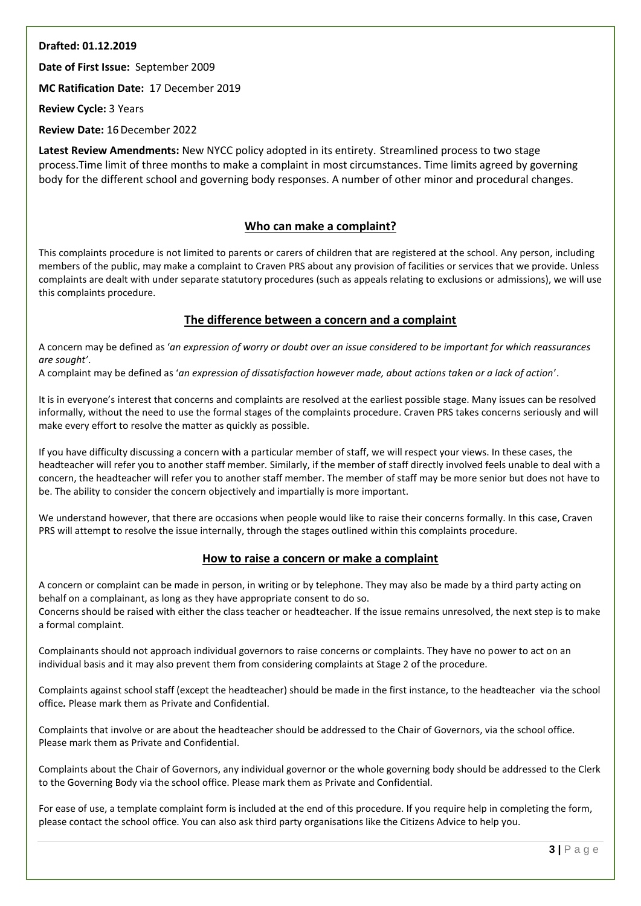**Drafted: 01.12.2019**

**Date of First Issue:** September 2009

**MC Ratification Date:** 17 December 2019

**Review Cycle:** 3 Years

**Review Date:** 16 December 2022

**Latest Review Amendments:** New NYCC policy adopted in its entirety. Streamlined process to two stage process.Time limit of three months to make a complaint in most circumstances. Time limits agreed by governing body for the different school and governing body responses. A number of other minor and procedural changes.

## Who can make a complaint?

This complaints procedure is not limited to parents or carers of children that are registered at the school. Any person, including members of the public, may make a complaint to Craven PRS about any provision of facilities or services that we provide. Unless complaints are dealt with under separate statutory procedures (such as appeals relating to exclusions or admissions), we will use this complaints procedure.

## The difference between a concern and a complaint

A concern may be defined as '*an expression of worry or doubt over an issue considered to be important for which reassurances are sought'*.
A complaint may be defined as '*an expression of dissatisfaction however made, about actions taken or a lack of action*'.

It is in everyone's interest that concerns and complaints are resolved at the earliest possible stage. Many issues can be resolved informally, without the need to use the formal stages of the complaints procedure. Craven PRS takes concerns seriously and will make every effort to resolve the matter as quickly as possible.

If you have difficulty discussing a concern with a particular member of staff, we will respect your views. In these cases, the headteacher will refer you to another staff member. Similarly, if the member of staff directly involved feels unable to deal with a concern, the headteacher will refer you to another staff member. The member of staff may be more senior but does not have to be. The ability to consider the concern objectively and impartially is more important.

We understand however, that there are occasions when people would like to raise their concerns formally. In this case, Craven PRS will attempt to resolve the issue internally, through the stages outlined within this complaints procedure.

## How to raise a concern or make a complaint

A concern or complaint can be made in person, in writing or by telephone. They may also be made by a third party acting on behalf on a complainant, as long as they have appropriate consent to do so.
Concerns should be raised with either the class teacher or headteacher. If the issue remains unresolved, the next step is to make a formal complaint.

Complainants should not approach individual governors to raise concerns or complaints. They have no power to act on an individual basis and it may also prevent them from considering complaints at Stage 2 of the procedure.

Complaints against school staff (except the headteacher) should be made in the first instance, to the headteacher via the school office*.* Please mark them as Private and Confidential.

Complaints that involve or are about the headteacher should be addressed to the Chair of Governors, via the school office. Please mark them as Private and Confidential.

Complaints about the Chair of Governors, any individual governor or the whole governing body should be addressed to the Clerk to the Governing Body via the school office. Please mark them as Private and Confidential.

For ease of use, a template complaint form is included at the end of this procedure. If you require help in completing the form, please contact the school office. You can also ask third party organisations like the Citizens Advice to help you.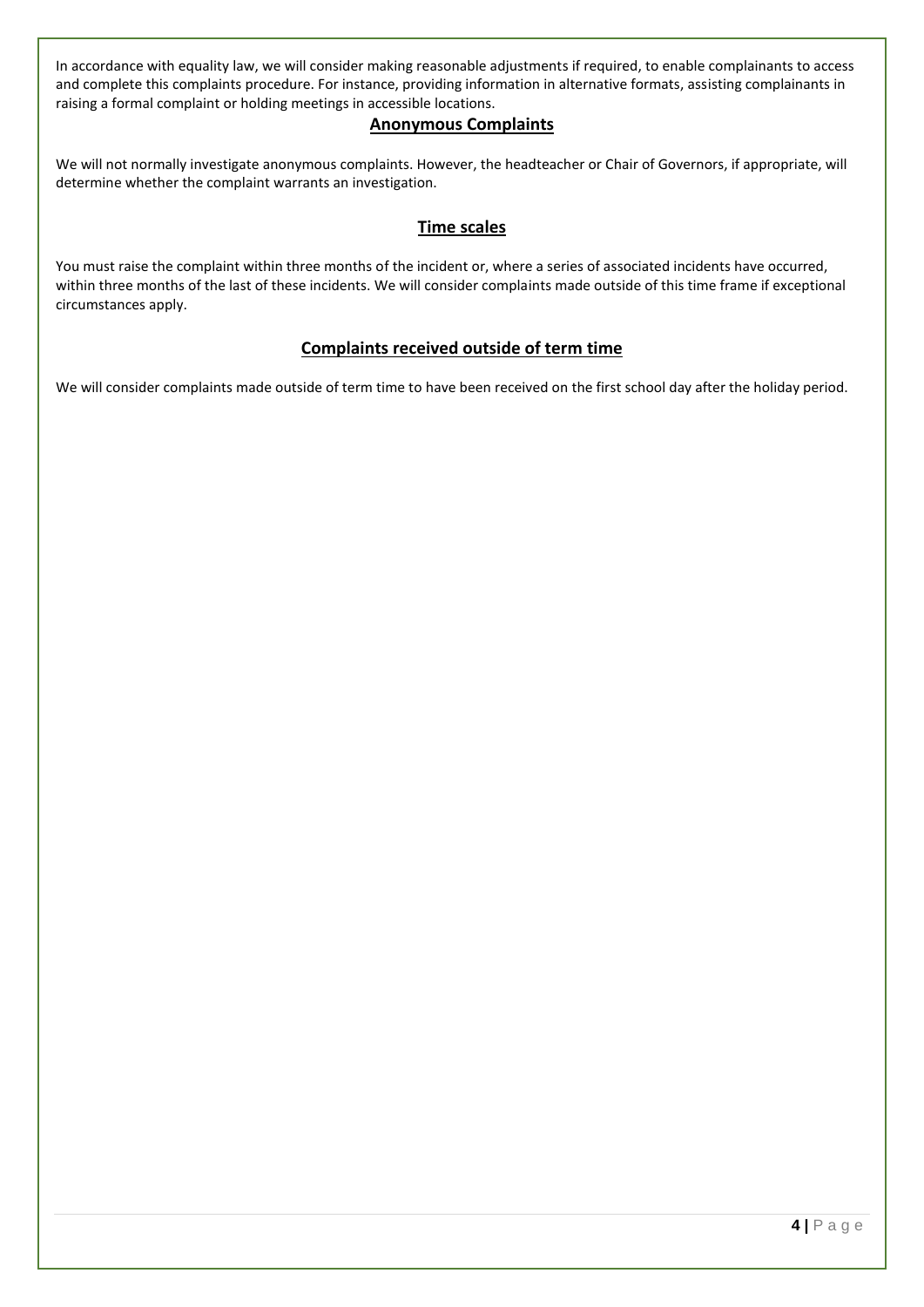In accordance with equality law, we will consider making reasonable adjustments if required, to enable complainants to access and complete this complaints procedure. For instance, providing information in alternative formats, assisting complainants in raising a formal complaint or holding meetings in accessible locations.

## Anonymous Complaints

We will not normally investigate anonymous complaints. However, the headteacher or Chair of Governors, if appropriate, will determine whether the complaint warrants an investigation.

## Time scales

You must raise the complaint within three months of the incident or, where a series of associated incidents have occurred, within three months of the last of these incidents. We will consider complaints made outside of this time frame if exceptional circumstances apply.

## Complaints received outside of term time

We will consider complaints made outside of term time to have been received on the first school day after the holiday period.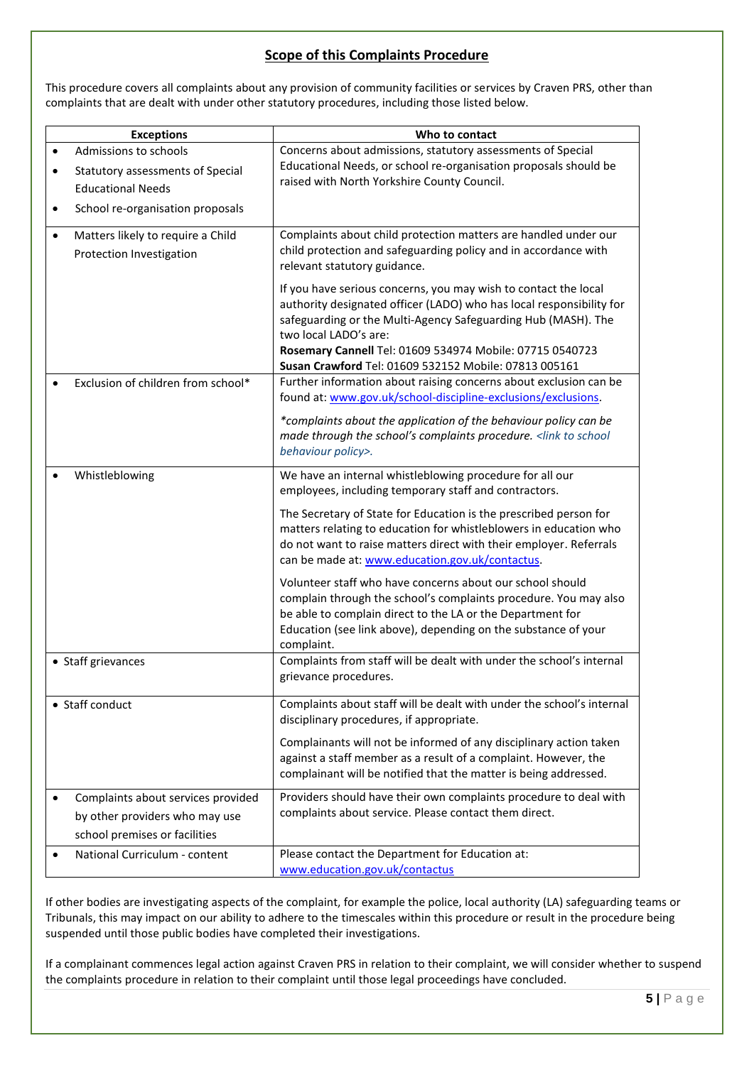## Scope of this Complaints Procedure

This procedure covers all complaints about any provision of community facilities or services by Craven PRS, other than complaints that are dealt with under other statutory procedures, including those listed below.

| Exceptions | Who to contact |
|---|---|
| • Admissions to schools<br>• Statutory assessments of Special Educational Needs<br>• School re-organisation proposals | Concerns about admissions, statutory assessments of Special Educational Needs, or school re-organisation proposals should be raised with North Yorkshire County Council. |
| • Matters likely to require a Child Protection Investigation | Complaints about child protection matters are handled under our child protection and safeguarding policy and in accordance with relevant statutory guidance.<br><br>If you have serious concerns, you may wish to contact the local authority designated officer (LADO) who has local responsibility for safeguarding or the Multi-Agency Safeguarding Hub (MASH). The two local LADO's are:<br>**Rosemary Cannell** Tel: 01609 534974 Mobile: 07715 0540723<br>**Susan Crawford** Tel: 01609 532152 Mobile: 07813 005161 |
| • Exclusion of children from school* | Further information about raising concerns about exclusion can be found at: [www.gov.uk/school-discipline-exclusions/exclusions](www.gov.uk/school-discipline-exclusions/exclusions).<br><br>*\*complaints about the application of the behaviour policy can be made through the school's complaints procedure. <link to school behaviour policy>.* |
| • Whistleblowing | We have an internal whistleblowing procedure for all our employees, including temporary staff and contractors.<br><br>The Secretary of State for Education is the prescribed person for matters relating to education for whistleblowers in education who do not want to raise matters direct with their employer. Referrals can be made at: [www.education.gov.uk/contactus](www.education.gov.uk/contactus).<br><br>Volunteer staff who have concerns about our school should complain through the school's complaints procedure. You may also be able to complain direct to the LA or the Department for Education (see link above), depending on the substance of your complaint. |
| • Staff grievances | Complaints from staff will be dealt with under the school's internal grievance procedures. |
| • Staff conduct | Complaints about staff will be dealt with under the school's internal disciplinary procedures, if appropriate.<br><br>Complainants will not be informed of any disciplinary action taken against a staff member as a result of a complaint. However, the complainant will be notified that the matter is being addressed. |
| • Complaints about services provided by other providers who may use school premises or facilities | Providers should have their own complaints procedure to deal with complaints about service. Please contact them direct. |
| • National Curriculum - content | Please contact the Department for Education at: [www.education.gov.uk/contactus](www.education.gov.uk/contactus) |

If other bodies are investigating aspects of the complaint, for example the police, local authority (LA) safeguarding teams or Tribunals, this may impact on our ability to adhere to the timescales within this procedure or result in the procedure being suspended until those public bodies have completed their investigations.

If a complainant commences legal action against Craven PRS in relation to their complaint, we will consider whether to suspend the complaints procedure in relation to their complaint until those legal proceedings have concluded.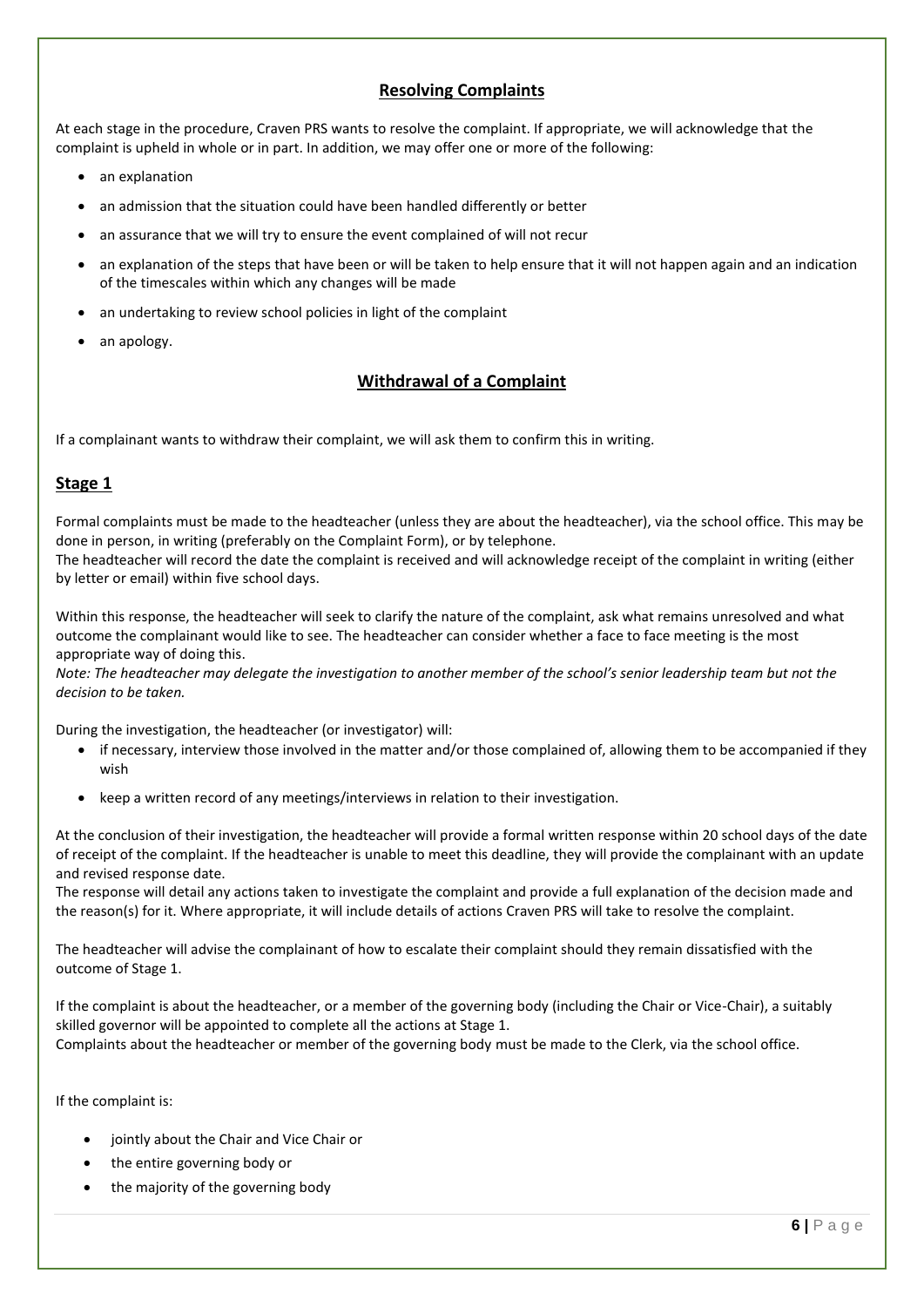## Resolving Complaints

At each stage in the procedure, Craven PRS wants to resolve the complaint. If appropriate, we will acknowledge that the complaint is upheld in whole or in part. In addition, we may offer one or more of the following:

- an explanation
- an admission that the situation could have been handled differently or better
- an assurance that we will try to ensure the event complained of will not recur
- an explanation of the steps that have been or will be taken to help ensure that it will not happen again and an indication of the timescales within which any changes will be made
- an undertaking to review school policies in light of the complaint
- an apology.

## Withdrawal of a Complaint

If a complainant wants to withdraw their complaint, we will ask them to confirm this in writing.

### Stage 1

Formal complaints must be made to the headteacher (unless they are about the headteacher), via the school office. This may be done in person, in writing (preferably on the Complaint Form), or by telephone.
The headteacher will record the date the complaint is received and will acknowledge receipt of the complaint in writing (either by letter or email) within five school days.

Within this response, the headteacher will seek to clarify the nature of the complaint, ask what remains unresolved and what outcome the complainant would like to see. The headteacher can consider whether a face to face meeting is the most appropriate way of doing this.
*Note: The headteacher may delegate the investigation to another member of the school's senior leadership team but not the decision to be taken.*

During the investigation, the headteacher (or investigator) will:

- if necessary, interview those involved in the matter and/or those complained of, allowing them to be accompanied if they wish
- keep a written record of any meetings/interviews in relation to their investigation.

At the conclusion of their investigation, the headteacher will provide a formal written response within 20 school days of the date of receipt of the complaint. If the headteacher is unable to meet this deadline, they will provide the complainant with an update and revised response date.
The response will detail any actions taken to investigate the complaint and provide a full explanation of the decision made and the reason(s) for it. Where appropriate, it will include details of actions Craven PRS will take to resolve the complaint.

The headteacher will advise the complainant of how to escalate their complaint should they remain dissatisfied with the outcome of Stage 1.

If the complaint is about the headteacher, or a member of the governing body (including the Chair or Vice-Chair), a suitably skilled governor will be appointed to complete all the actions at Stage 1.
Complaints about the headteacher or member of the governing body must be made to the Clerk, via the school office.

If the complaint is:

- jointly about the Chair and Vice Chair or
- the entire governing body or
- the majority of the governing body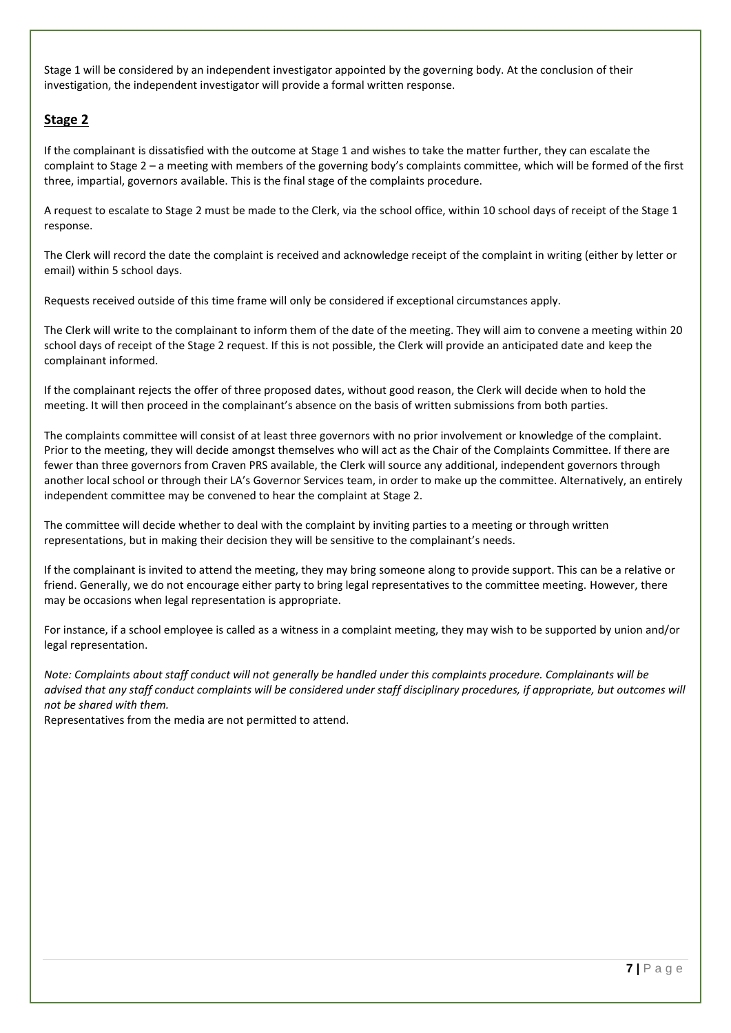Stage 1 will be considered by an independent investigator appointed by the governing body. At the conclusion of their investigation, the independent investigator will provide a formal written response.

## Stage 2

If the complainant is dissatisfied with the outcome at Stage 1 and wishes to take the matter further, they can escalate the complaint to Stage 2 – a meeting with members of the governing body's complaints committee, which will be formed of the first three, impartial, governors available. This is the final stage of the complaints procedure.

A request to escalate to Stage 2 must be made to the Clerk, via the school office, within 10 school days of receipt of the Stage 1 response.

The Clerk will record the date the complaint is received and acknowledge receipt of the complaint in writing (either by letter or email) within 5 school days.

Requests received outside of this time frame will only be considered if exceptional circumstances apply.

The Clerk will write to the complainant to inform them of the date of the meeting. They will aim to convene a meeting within 20 school days of receipt of the Stage 2 request. If this is not possible, the Clerk will provide an anticipated date and keep the complainant informed.

If the complainant rejects the offer of three proposed dates, without good reason, the Clerk will decide when to hold the meeting. It will then proceed in the complainant's absence on the basis of written submissions from both parties.

The complaints committee will consist of at least three governors with no prior involvement or knowledge of the complaint. Prior to the meeting, they will decide amongst themselves who will act as the Chair of the Complaints Committee. If there are fewer than three governors from Craven PRS available, the Clerk will source any additional, independent governors through another local school or through their LA's Governor Services team, in order to make up the committee. Alternatively, an entirely independent committee may be convened to hear the complaint at Stage 2.

The committee will decide whether to deal with the complaint by inviting parties to a meeting or through written representations, but in making their decision they will be sensitive to the complainant's needs.

If the complainant is invited to attend the meeting, they may bring someone along to provide support. This can be a relative or friend. Generally, we do not encourage either party to bring legal representatives to the committee meeting. However, there may be occasions when legal representation is appropriate.

For instance, if a school employee is called as a witness in a complaint meeting, they may wish to be supported by union and/or legal representation.

*Note: Complaints about staff conduct will not generally be handled under this complaints procedure. Complainants will be advised that any staff conduct complaints will be considered under staff disciplinary procedures, if appropriate, but outcomes will not be shared with them.*

Representatives from the media are not permitted to attend.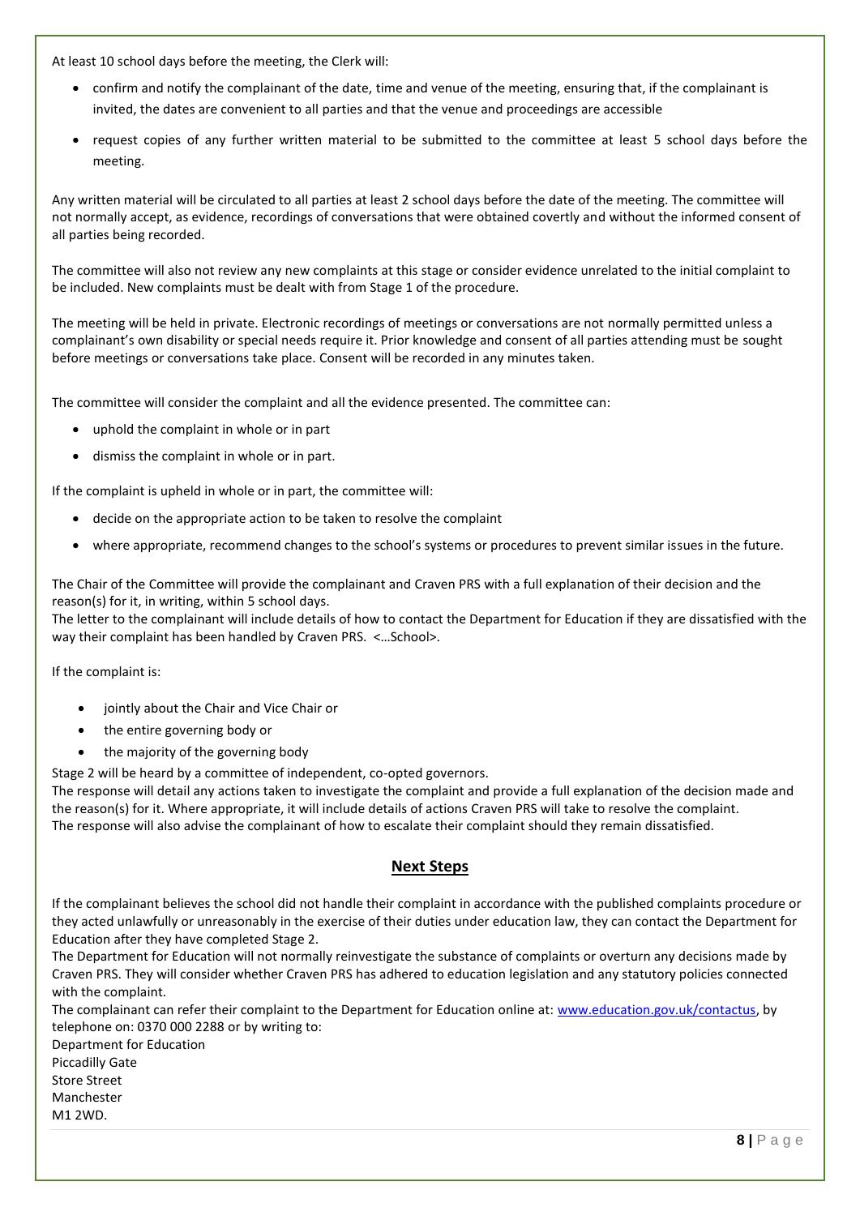At least 10 school days before the meeting, the Clerk will:

- confirm and notify the complainant of the date, time and venue of the meeting, ensuring that, if the complainant is invited, the dates are convenient to all parties and that the venue and proceedings are accessible
- request copies of any further written material to be submitted to the committee at least 5 school days before the meeting.

Any written material will be circulated to all parties at least 2 school days before the date of the meeting. The committee will not normally accept, as evidence, recordings of conversations that were obtained covertly and without the informed consent of all parties being recorded.

The committee will also not review any new complaints at this stage or consider evidence unrelated to the initial complaint to be included. New complaints must be dealt with from Stage 1 of the procedure.

The meeting will be held in private. Electronic recordings of meetings or conversations are not normally permitted unless a complainant's own disability or special needs require it. Prior knowledge and consent of all parties attending must be sought before meetings or conversations take place. Consent will be recorded in any minutes taken.

The committee will consider the complaint and all the evidence presented. The committee can:

- uphold the complaint in whole or in part
- dismiss the complaint in whole or in part.

If the complaint is upheld in whole or in part, the committee will:

- decide on the appropriate action to be taken to resolve the complaint
- where appropriate, recommend changes to the school's systems or procedures to prevent similar issues in the future.

The Chair of the Committee will provide the complainant and Craven PRS with a full explanation of their decision and the reason(s) for it, in writing, within 5 school days.
The letter to the complainant will include details of how to contact the Department for Education if they are dissatisfied with the way their complaint has been handled by Craven PRS. <…School>.

If the complaint is:

- jointly about the Chair and Vice Chair or
- the entire governing body or
- the majority of the governing body

Stage 2 will be heard by a committee of independent, co-opted governors.
The response will detail any actions taken to investigate the complaint and provide a full explanation of the decision made and the reason(s) for it. Where appropriate, it will include details of actions Craven PRS will take to resolve the complaint.
The response will also advise the complainant of how to escalate their complaint should they remain dissatisfied.

## Next Steps

If the complainant believes the school did not handle their complaint in accordance with the published complaints procedure or they acted unlawfully or unreasonably in the exercise of their duties under education law, they can contact the Department for Education after they have completed Stage 2.
The Department for Education will not normally reinvestigate the substance of complaints or overturn any decisions made by Craven PRS. They will consider whether Craven PRS has adhered to education legislation and any statutory policies connected with the complaint.
The complainant can refer their complaint to the Department for Education online at: [www.education.gov.uk/contactus](http://www.education.gov.uk/contactus), by telephone on: 0370 000 2288 or by writing to:
Department for Education
Piccadilly Gate
Store Street
Manchester
M1 2WD.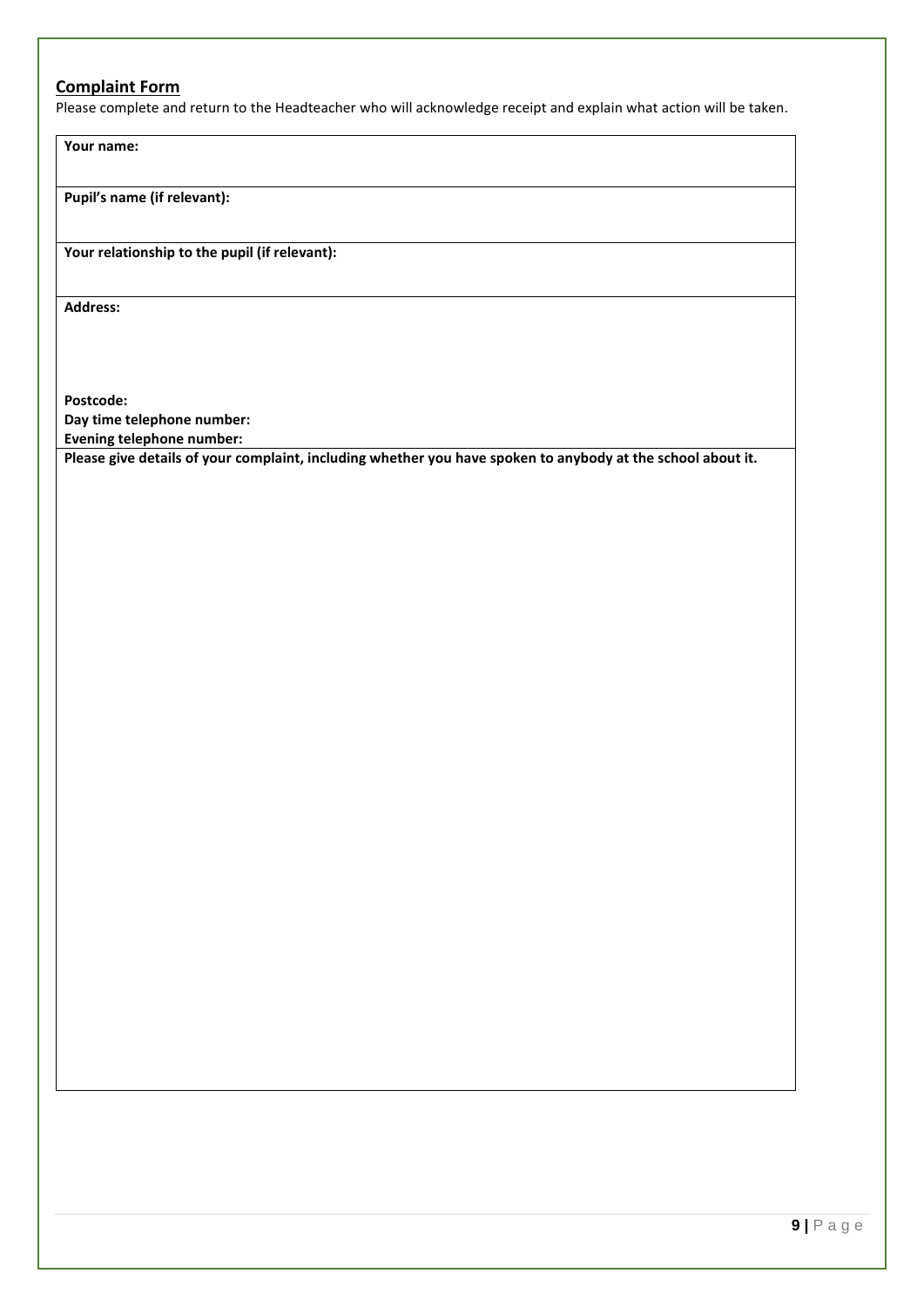## Complaint Form

Please complete and return to the Headteacher who will acknowledge receipt and explain what action will be taken.

**Your name:**

**Pupil's name (if relevant):**

**Your relationship to the pupil (if relevant):**

**Address:**

**Postcode:**

**Day time telephone number:**

**Evening telephone number:**

**Please give details of your complaint, including whether you have spoken to anybody at the school about it.**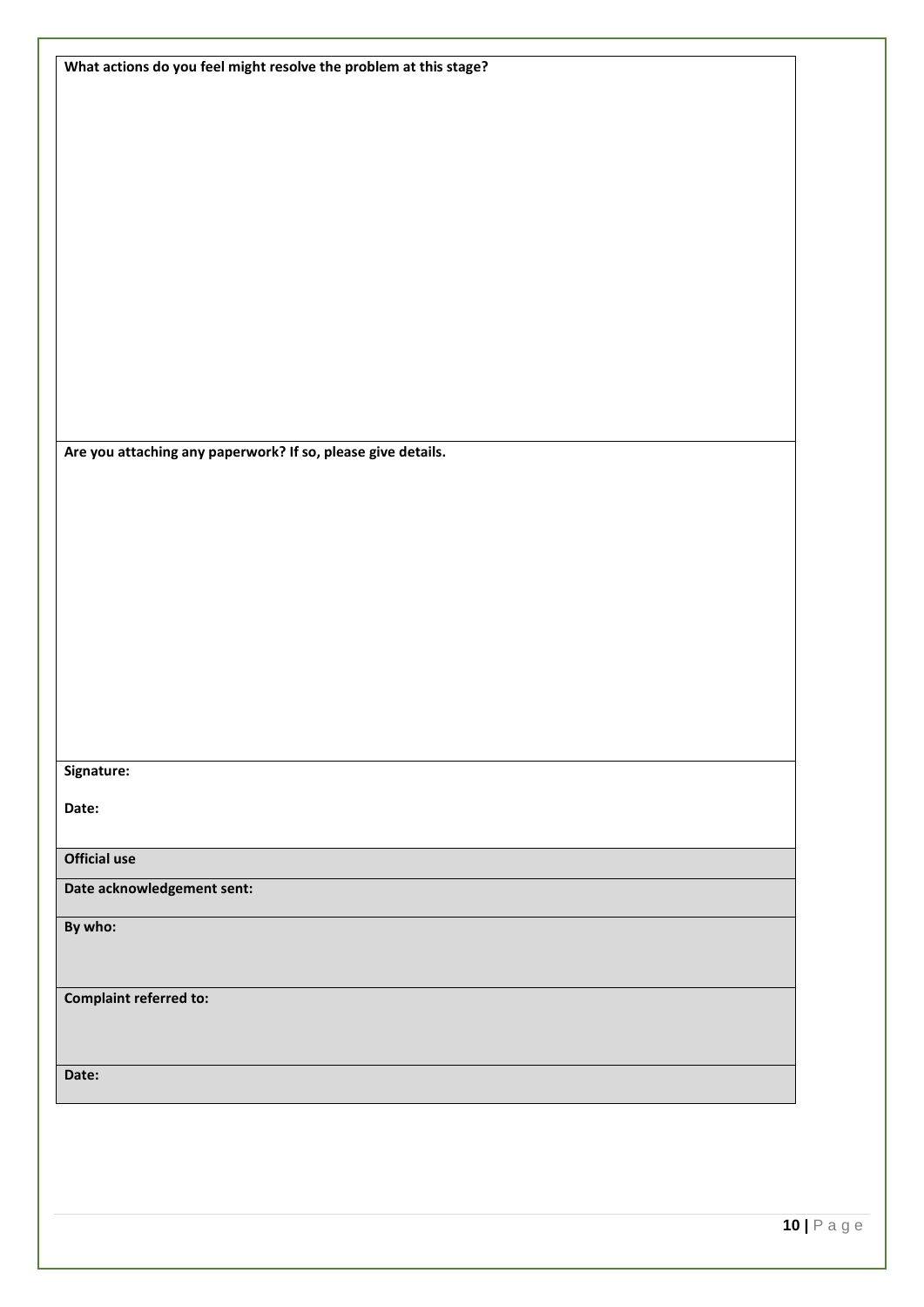**What actions do you feel might resolve the problem at this stage?**

**Are you attaching any paperwork? If so, please give details.**

**Signature:**

**Date:**

| **Official use** |
| --- |
| **Date acknowledgement sent:** |
| **By who:** |
| **Complaint referred to:** |
| **Date:** |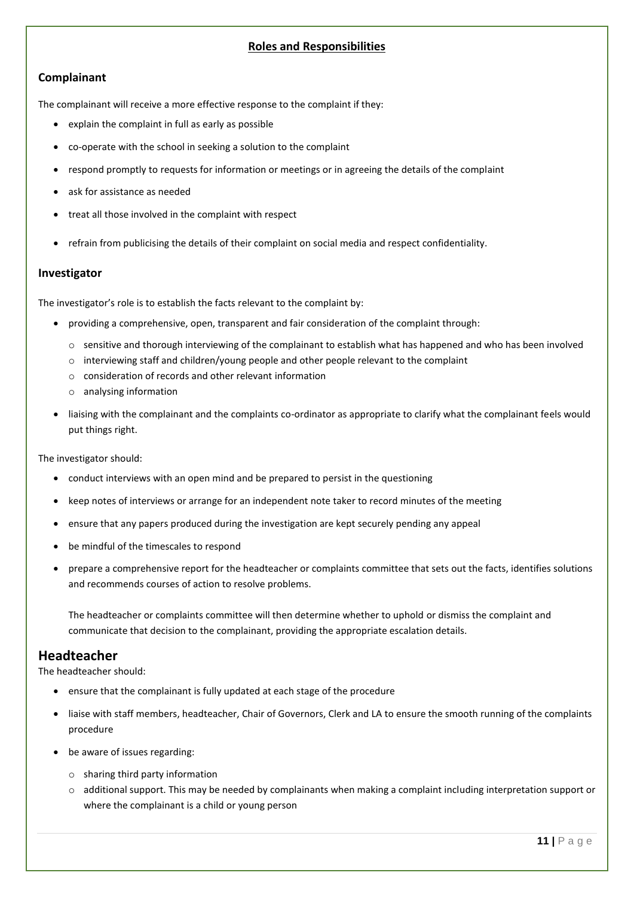## Roles and Responsibilities

### Complainant

The complainant will receive a more effective response to the complaint if they:

- explain the complaint in full as early as possible
- co-operate with the school in seeking a solution to the complaint
- respond promptly to requests for information or meetings or in agreeing the details of the complaint
- ask for assistance as needed
- treat all those involved in the complaint with respect
- refrain from publicising the details of their complaint on social media and respect confidentiality.

### Investigator

The investigator's role is to establish the facts relevant to the complaint by:

- providing a comprehensive, open, transparent and fair consideration of the complaint through:
  - sensitive and thorough interviewing of the complainant to establish what has happened and who has been involved
  - interviewing staff and children/young people and other people relevant to the complaint
  - consideration of records and other relevant information
  - analysing information
- liaising with the complainant and the complaints co-ordinator as appropriate to clarify what the complainant feels would put things right.

The investigator should:

- conduct interviews with an open mind and be prepared to persist in the questioning
- keep notes of interviews or arrange for an independent note taker to record minutes of the meeting
- ensure that any papers produced during the investigation are kept securely pending any appeal
- be mindful of the timescales to respond
- prepare a comprehensive report for the headteacher or complaints committee that sets out the facts, identifies solutions and recommends courses of action to resolve problems.

  The headteacher or complaints committee will then determine whether to uphold or dismiss the complaint and communicate that decision to the complainant, providing the appropriate escalation details.

## Headteacher

The headteacher should:

- ensure that the complainant is fully updated at each stage of the procedure
- liaise with staff members, headteacher, Chair of Governors, Clerk and LA to ensure the smooth running of the complaints procedure
- be aware of issues regarding:
  - sharing third party information
  - additional support. This may be needed by complainants when making a complaint including interpretation support or where the complainant is a child or young person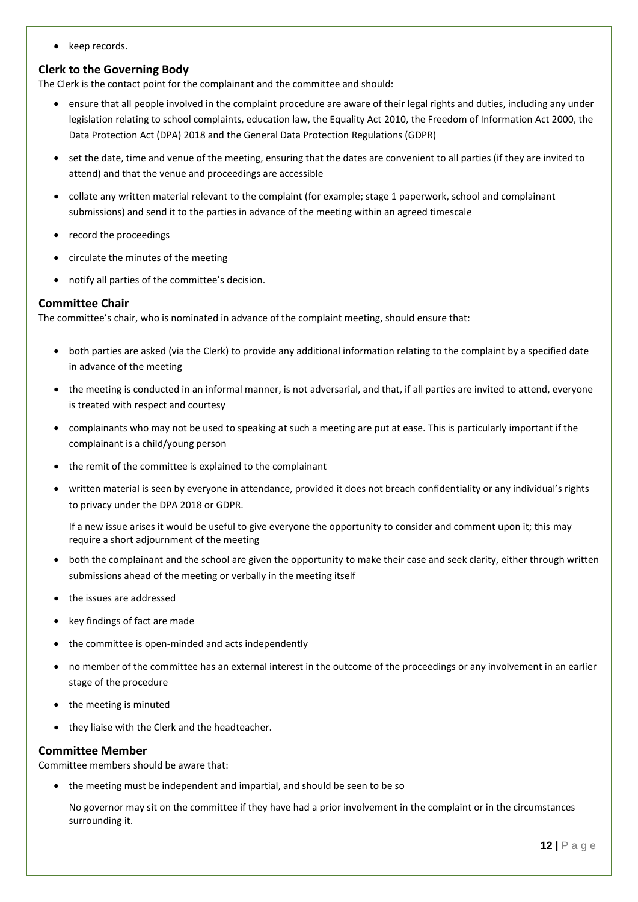- keep records.

### Clerk to the Governing Body

The Clerk is the contact point for the complainant and the committee and should:

- ensure that all people involved in the complaint procedure are aware of their legal rights and duties, including any under legislation relating to school complaints, education law, the Equality Act 2010, the Freedom of Information Act 2000, the Data Protection Act (DPA) 2018 and the General Data Protection Regulations (GDPR)
- set the date, time and venue of the meeting, ensuring that the dates are convenient to all parties (if they are invited to attend) and that the venue and proceedings are accessible
- collate any written material relevant to the complaint (for example; stage 1 paperwork, school and complainant submissions) and send it to the parties in advance of the meeting within an agreed timescale
- record the proceedings
- circulate the minutes of the meeting
- notify all parties of the committee's decision.

### Committee Chair

The committee's chair, who is nominated in advance of the complaint meeting, should ensure that:

- both parties are asked (via the Clerk) to provide any additional information relating to the complaint by a specified date in advance of the meeting
- the meeting is conducted in an informal manner, is not adversarial, and that, if all parties are invited to attend, everyone is treated with respect and courtesy
- complainants who may not be used to speaking at such a meeting are put at ease. This is particularly important if the complainant is a child/young person
- the remit of the committee is explained to the complainant
- written material is seen by everyone in attendance, provided it does not breach confidentiality or any individual's rights to privacy under the DPA 2018 or GDPR.

  If a new issue arises it would be useful to give everyone the opportunity to consider and comment upon it; this may require a short adjournment of the meeting
- both the complainant and the school are given the opportunity to make their case and seek clarity, either through written submissions ahead of the meeting or verbally in the meeting itself
- the issues are addressed
- key findings of fact are made
- the committee is open-minded and acts independently
- no member of the committee has an external interest in the outcome of the proceedings or any involvement in an earlier stage of the procedure
- the meeting is minuted
- they liaise with the Clerk and the headteacher.

### Committee Member

Committee members should be aware that:

- the meeting must be independent and impartial, and should be seen to be so

  No governor may sit on the committee if they have had a prior involvement in the complaint or in the circumstances surrounding it.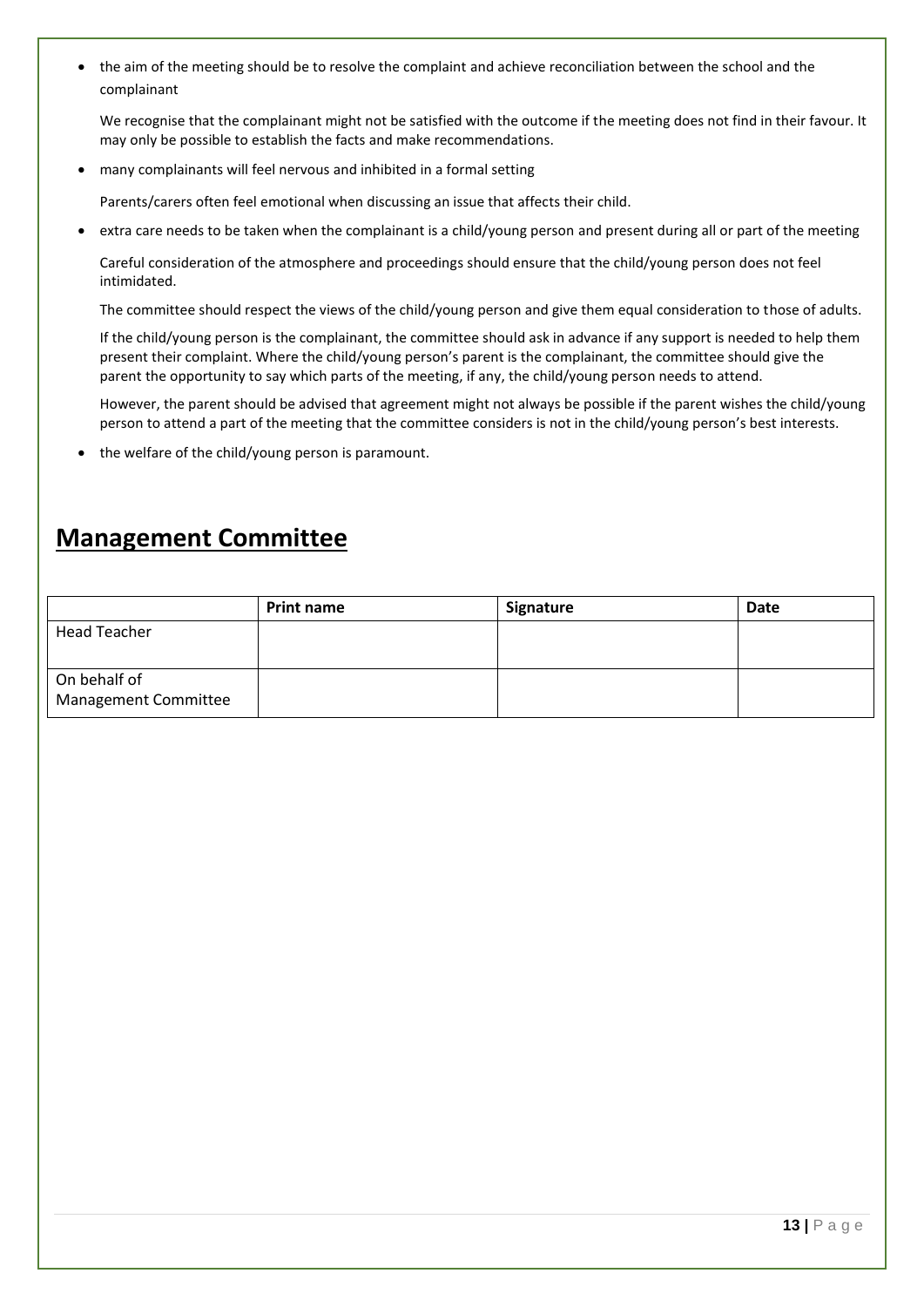- the aim of the meeting should be to resolve the complaint and achieve reconciliation between the school and the complainant

  We recognise that the complainant might not be satisfied with the outcome if the meeting does not find in their favour. It may only be possible to establish the facts and make recommendations.

- many complainants will feel nervous and inhibited in a formal setting

  Parents/carers often feel emotional when discussing an issue that affects their child.

- extra care needs to be taken when the complainant is a child/young person and present during all or part of the meeting

  Careful consideration of the atmosphere and proceedings should ensure that the child/young person does not feel intimidated.

  The committee should respect the views of the child/young person and give them equal consideration to those of adults.

  If the child/young person is the complainant, the committee should ask in advance if any support is needed to help them present their complaint. Where the child/young person's parent is the complainant, the committee should give the parent the opportunity to say which parts of the meeting, if any, the child/young person needs to attend.

  However, the parent should be advised that agreement might not always be possible if the parent wishes the child/young person to attend a part of the meeting that the committee considers is not in the child/young person's best interests.

- the welfare of the child/young person is paramount.

## Management Committee

| | Print name | Signature | Date |
|---|---|---|---|
| Head Teacher | | | |
| On behalf of Management Committee | | | |